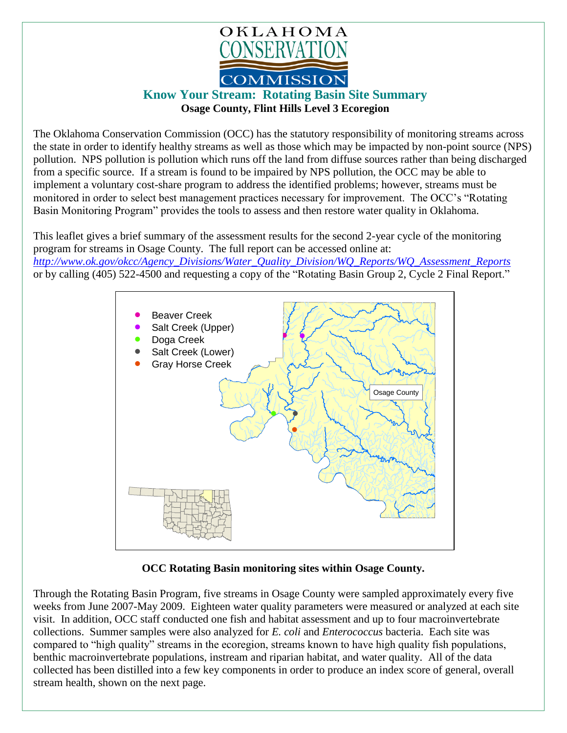# OKLAHOMA CONSERVATION COMMISSION

## Know Your Stream: Rotating Basin Site Summary

**Osage County, Flint Hills Level 3 Ecoregion**

The Oklahoma Conservation Commission (OCC) has the statutory responsibility of monitoring streams across the state in order to identify healthy streams as well as those which may be impacted by non-point source (NPS) pollution. NPS pollution is pollution which runs off the land from diffuse sources rather than being discharged from a specific source. If a stream is found to be impaired by NPS pollution, the OCC may be able to implement a voluntary cost-share program to address the identified problems; however, streams must be monitored in order to select best management practices necessary for improvement. The OCC's "Rotating Basin Monitoring Program" provides the tools to assess and then restore water quality in Oklahoma.

This leaflet gives a brief summary of the assessment results for the second 2-year cycle of the monitoring program for streams in Osage County. The full report can be accessed online at: *http://www.ok.gov/okcc/Agency_Divisions/Water_Quality_Division/WQ_Reports/WQ_Assessment_Reports* or by calling (405) 522-4500 and requesting a copy of the "Rotating Basin Group 2, Cycle 2 Final Report."

- Beaver Creek
- Salt Creek (Upper)
- Doga Creek
- Salt Creek (Lower)
- Gray Horse Creek

Osage County

**OCC Rotating Basin monitoring sites within Osage County.**

Through the Rotating Basin Program, five streams in Osage County were sampled approximately every five weeks from June 2007-May 2009. Eighteen water quality parameters were measured or analyzed at each site visit. In addition, OCC staff conducted one fish and habitat assessment and up to four macroinvertebrate collections. Summer samples were also analyzed for *E. coli* and *Enterococcus* bacteria. Each site was compared to "high quality" streams in the ecoregion, streams known to have high quality fish populations, benthic macroinvertebrate populations, instream and riparian habitat, and water quality. All of the data collected has been distilled into a few key components in order to produce an index score of general, overall stream health, shown on the next page.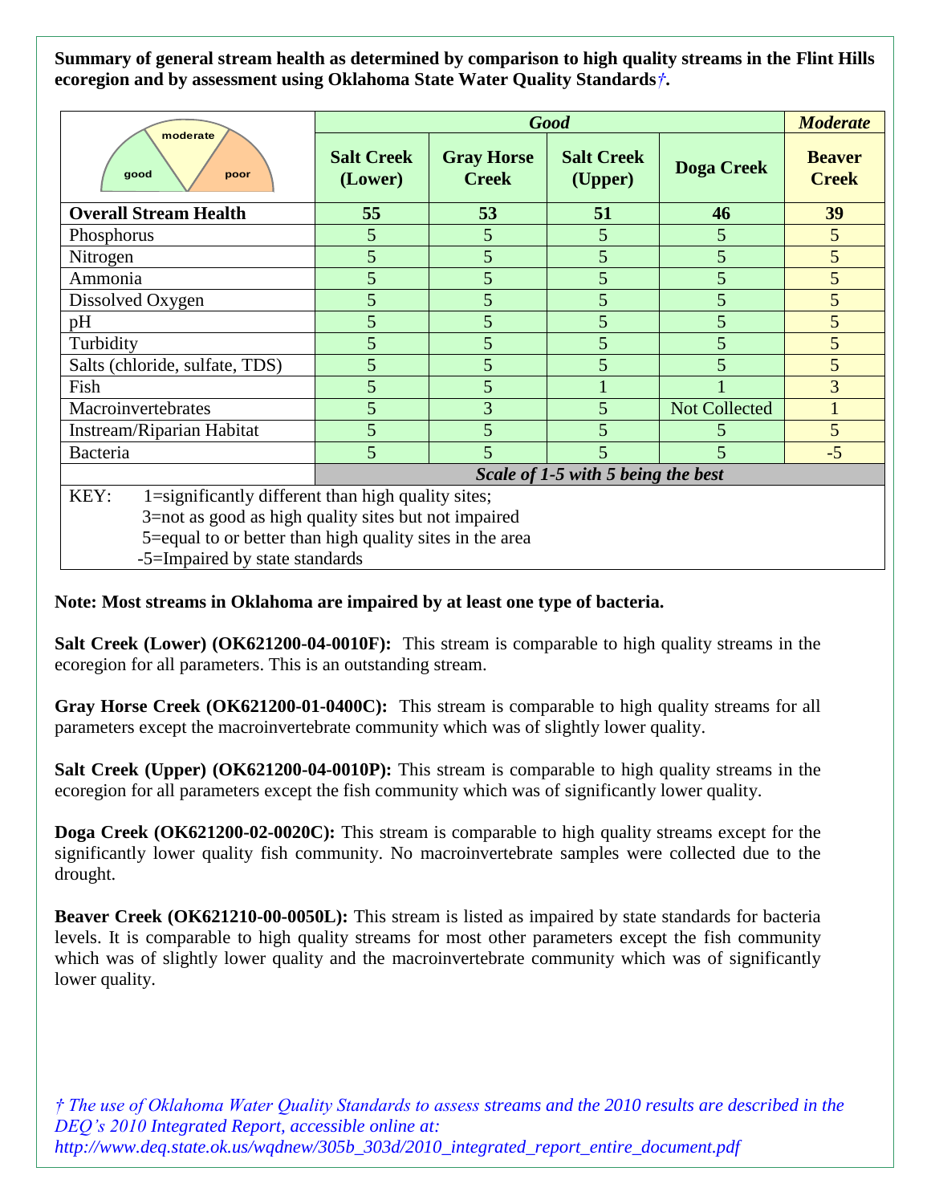**Summary of general stream health as determined by comparison to high quality streams in the Flint Hills ecoregion and by assessment using Oklahoma State Water Quality Standards*†*.**

| | *Good* | | | | *Moderate* |
|---|---|---|---|---|---|
| moderate / good / poor | **Salt Creek (Lower)** | **Gray Horse Creek** | **Salt Creek (Upper)** | **Doga Creek** | **Beaver Creek** |
| **Overall Stream Health** | **55** | **53** | **51** | **46** | **39** |
| Phosphorus | 5 | 5 | 5 | 5 | 5 |
| Nitrogen | 5 | 5 | 5 | 5 | 5 |
| Ammonia | 5 | 5 | 5 | 5 | 5 |
| Dissolved Oxygen | 5 | 5 | 5 | 5 | 5 |
| pH | 5 | 5 | 5 | 5 | 5 |
| Turbidity | 5 | 5 | 5 | 5 | 5 |
| Salts (chloride, sulfate, TDS) | 5 | 5 | 5 | 5 | 5 |
| Fish | 5 | 5 | 1 | 1 | 3 |
| Macroinvertebrates | 5 | 3 | 5 | Not Collected | 1 |
| Instream/Riparian Habitat | 5 | 5 | 5 | 5 | 5 |
| Bacteria | 5 | 5 | 5 | 5 | -5 |
| | ***Scale of 1-5 with 5 being the best*** | | | | |

KEY: 1=significantly different than high quality sites;
3=not as good as high quality sites but not impaired
5=equal to or better than high quality sites in the area
-5=Impaired by state standards

**Note: Most streams in Oklahoma are impaired by at least one type of bacteria.**

**Salt Creek (Lower) (OK621200-04-0010F):** This stream is comparable to high quality streams in the ecoregion for all parameters. This is an outstanding stream.

**Gray Horse Creek (OK621200-01-0400C):** This stream is comparable to high quality streams for all parameters except the macroinvertebrate community which was of slightly lower quality.

**Salt Creek (Upper) (OK621200-04-0010P):** This stream is comparable to high quality streams in the ecoregion for all parameters except the fish community which was of significantly lower quality.

**Doga Creek (OK621200-02-0020C):** This stream is comparable to high quality streams except for the significantly lower quality fish community. No macroinvertebrate samples were collected due to the drought.

**Beaver Creek (OK621210-00-0050L):** This stream is listed as impaired by state standards for bacteria levels. It is comparable to high quality streams for most other parameters except the fish community which was of slightly lower quality and the macroinvertebrate community which was of significantly lower quality.

*† The use of Oklahoma Water Quality Standards to assess streams and the 2010 results are described in the DEQ's 2010 Integrated Report, accessible online at: http://www.deq.state.ok.us/wqdnew/305b_303d/2010_integrated_report_entire_document.pdf*